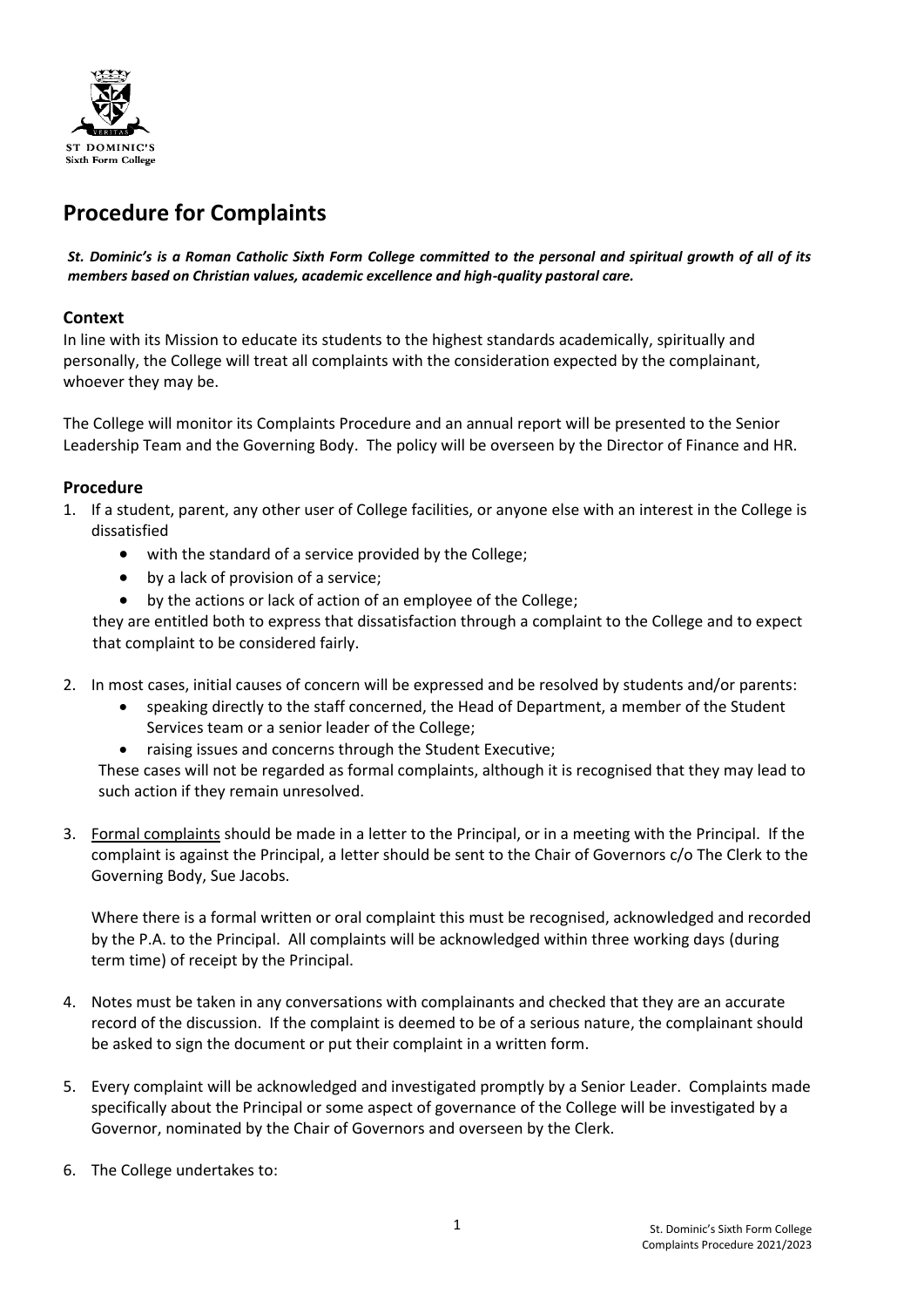# Procedure for Complaints

***St. Dominic's is a Roman Catholic Sixth Form College committed to the personal and spiritual growth of all of its members based on Christian values, academic excellence and high-quality pastoral care.***

## Context

In line with its Mission to educate its students to the highest standards academically, spiritually and personally, the College will treat all complaints with the consideration expected by the complainant, whoever they may be.

The College will monitor its Complaints Procedure and an annual report will be presented to the Senior Leadership Team and the Governing Body. The policy will be overseen by the Director of Finance and HR.

## Procedure

1. If a student, parent, any other user of College facilities, or anyone else with an interest in the College is dissatisfied
   - with the standard of a service provided by the College;
   - by a lack of provision of a service;
   - by the actions or lack of action of an employee of the College;

   they are entitled both to express that dissatisfaction through a complaint to the College and to expect that complaint to be considered fairly.

2. In most cases, initial causes of concern will be expressed and be resolved by students and/or parents:
   - speaking directly to the staff concerned, the Head of Department, a member of the Student Services team or a senior leader of the College;
   - raising issues and concerns through the Student Executive;

   These cases will not be regarded as formal complaints, although it is recognised that they may lead to such action if they remain unresolved.

3. Formal complaints should be made in a letter to the Principal, or in a meeting with the Principal. If the complaint is against the Principal, a letter should be sent to the Chair of Governors c/o The Clerk to the Governing Body, Sue Jacobs.

   Where there is a formal written or oral complaint this must be recognised, acknowledged and recorded by the P.A. to the Principal. All complaints will be acknowledged within three working days (during term time) of receipt by the Principal.

4. Notes must be taken in any conversations with complainants and checked that they are an accurate record of the discussion. If the complaint is deemed to be of a serious nature, the complainant should be asked to sign the document or put their complaint in a written form.

5. Every complaint will be acknowledged and investigated promptly by a Senior Leader. Complaints made specifically about the Principal or some aspect of governance of the College will be investigated by a Governor, nominated by the Chair of Governors and overseen by the Clerk.

6. The College undertakes to: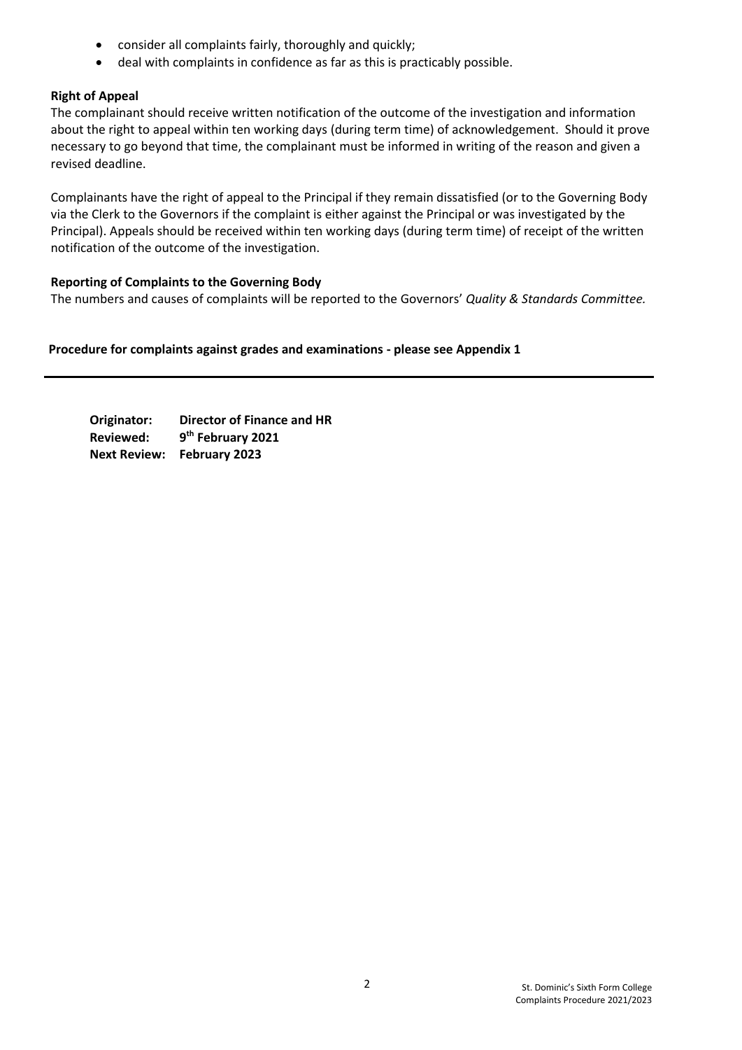- consider all complaints fairly, thoroughly and quickly;
- deal with complaints in confidence as far as this is practicably possible.

**Right of Appeal**

The complainant should receive written notification of the outcome of the investigation and information about the right to appeal within ten working days (during term time) of acknowledgement. Should it prove necessary to go beyond that time, the complainant must be informed in writing of the reason and given a revised deadline.

Complainants have the right of appeal to the Principal if they remain dissatisfied (or to the Governing Body via the Clerk to the Governors if the complaint is either against the Principal or was investigated by the Principal). Appeals should be received within ten working days (during term time) of receipt of the written notification of the outcome of the investigation.

**Reporting of Complaints to the Governing Body**

The numbers and causes of complaints will be reported to the Governors' *Quality & Standards Committee.*

**Procedure for complaints against grades and examinations - please see Appendix 1**

---

**Originator:** **Director of Finance and HR**
**Reviewed:** **9th February 2021**
**Next Review:** **February 2023**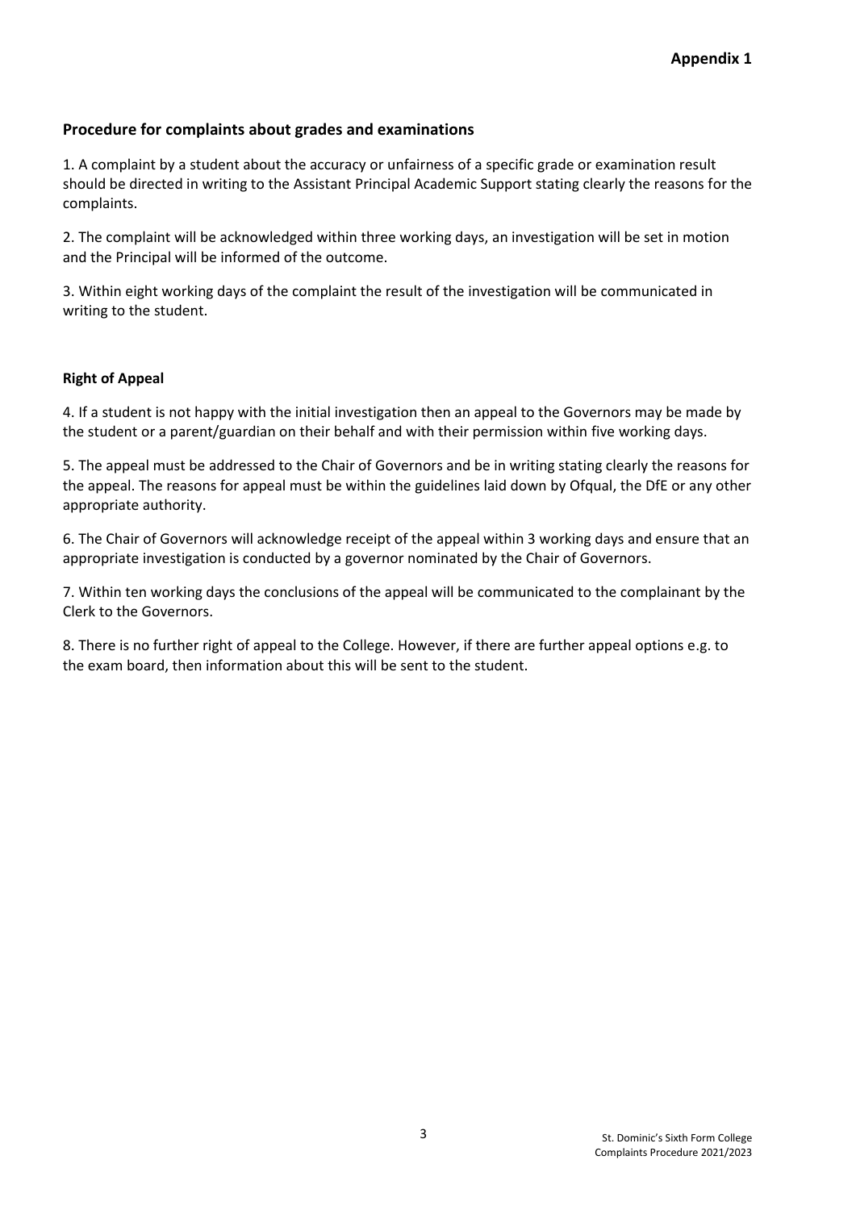**Appendix 1**

## Procedure for complaints about grades and examinations

1. A complaint by a student about the accuracy or unfairness of a specific grade or examination result should be directed in writing to the Assistant Principal Academic Support stating clearly the reasons for the complaints.

2. The complaint will be acknowledged within three working days, an investigation will be set in motion and the Principal will be informed of the outcome.

3. Within eight working days of the complaint the result of the investigation will be communicated in writing to the student.

### Right of Appeal

4. If a student is not happy with the initial investigation then an appeal to the Governors may be made by the student or a parent/guardian on their behalf and with their permission within five working days.

5. The appeal must be addressed to the Chair of Governors and be in writing stating clearly the reasons for the appeal. The reasons for appeal must be within the guidelines laid down by Ofqual, the DfE or any other appropriate authority.

6. The Chair of Governors will acknowledge receipt of the appeal within 3 working days and ensure that an appropriate investigation is conducted by a governor nominated by the Chair of Governors.

7. Within ten working days the conclusions of the appeal will be communicated to the complainant by the Clerk to the Governors.

8. There is no further right of appeal to the College. However, if there are further appeal options e.g. to the exam board, then information about this will be sent to the student.